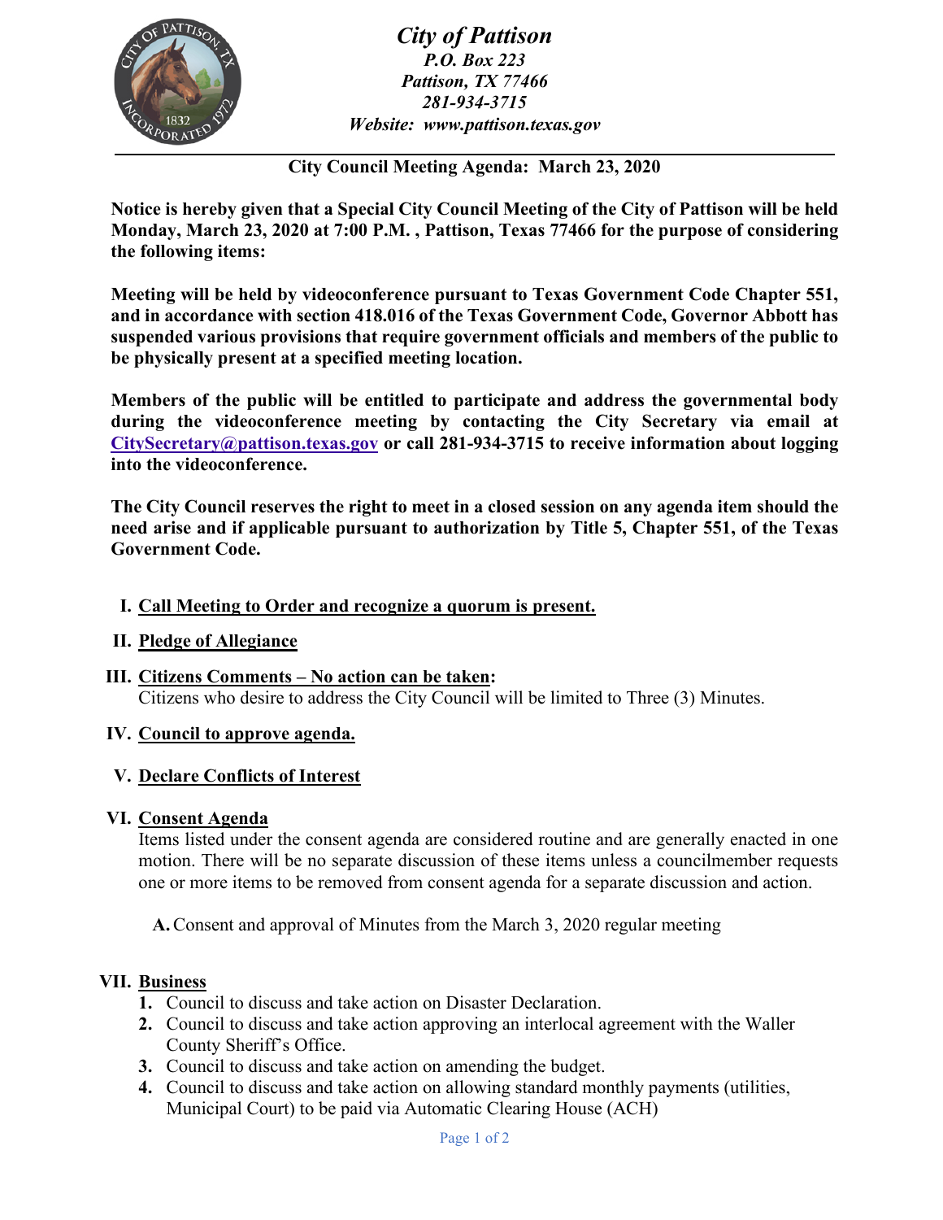# *City of Pattison*

***P.O. Box 223***
***Pattison, TX 77466***
***281-934-3715***
***Website: www.pattison.texas.gov***

## City Council Meeting Agenda: March 23, 2020

**Notice is hereby given that a Special City Council Meeting of the City of Pattison will be held Monday, March 23, 2020 at 7:00 P.M. , Pattison, Texas 77466 for the purpose of considering the following items:**

**Meeting will be held by videoconference pursuant to Texas Government Code Chapter 551, and in accordance with section 418.016 of the Texas Government Code, Governor Abbott has suspended various provisions that require government officials and members of the public to be physically present at a specified meeting location.**

**Members of the public will be entitled to participate and address the governmental body during the videoconference meeting by contacting the City Secretary via email at CitySecretary@pattison.texas.gov or call 281-934-3715 to receive information about logging into the videoconference.**

**The City Council reserves the right to meet in a closed session on any agenda item should the need arise and if applicable pursuant to authorization by Title 5, Chapter 551, of the Texas Government Code.**

I. **Call Meeting to Order and recognize a quorum is present.**

II. **Pledge of Allegiance**

III. **Citizens Comments – No action can be taken:**
Citizens who desire to address the City Council will be limited to Three (3) Minutes.

IV. **Council to approve agenda.**

V. **Declare Conflicts of Interest**

VI. **Consent Agenda**
Items listed under the consent agenda are considered routine and are generally enacted in one motion. There will be no separate discussion of these items unless a councilmember requests one or more items to be removed from consent agenda for a separate discussion and action.

   **A.** Consent and approval of Minutes from the March 3, 2020 regular meeting

VII. **Business**

1. Council to discuss and take action on Disaster Declaration.
2. Council to discuss and take action approving an interlocal agreement with the Waller County Sheriff's Office.
3. Council to discuss and take action on amending the budget.
4. Council to discuss and take action on allowing standard monthly payments (utilities, Municipal Court) to be paid via Automatic Clearing House (ACH)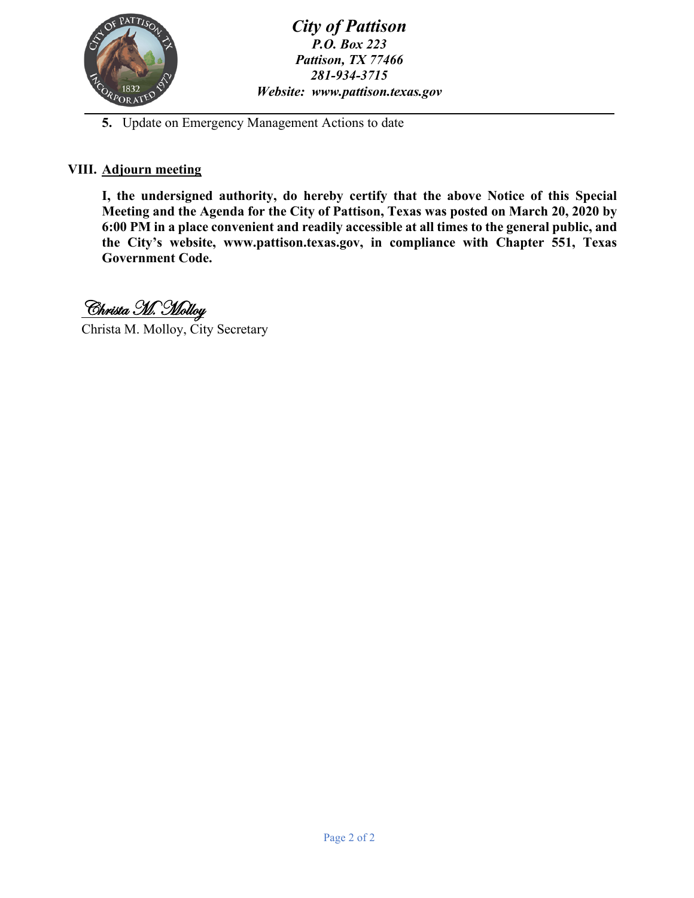**City of Pattison**
**P.O. Box 223**
**Pattison, TX 77466**
**281-934-3715**
**Website: www.pattison.texas.gov**

5. Update on Emergency Management Actions to date

## VIII. Adjourn meeting

**I, the undersigned authority, do hereby certify that the above Notice of this Special Meeting and the Agenda for the City of Pattison, Texas was posted on March 20, 2020 by 6:00 PM in a place convenient and readily accessible at all times to the general public, and the City's website, www.pattison.texas.gov, in compliance with Chapter 551, Texas Government Code.**

*Christa M. Molloy*

Christa M. Molloy, City Secretary